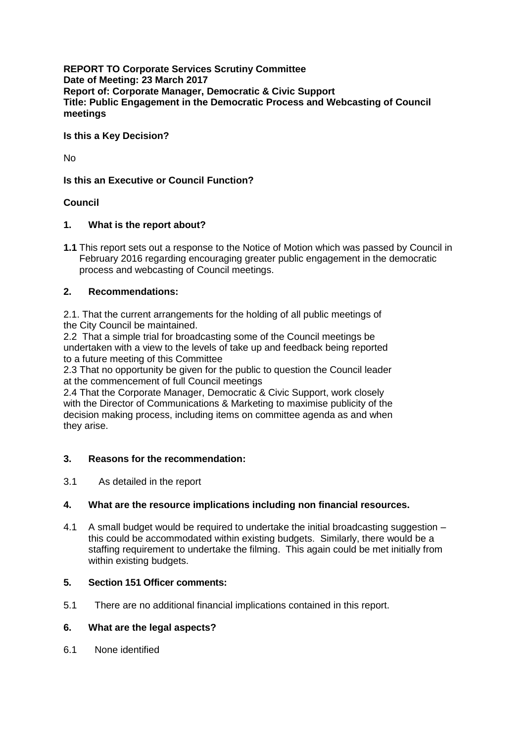**REPORT TO Corporate Services Scrutiny Committee**
**Date of Meeting: 23 March 2017**
**Report of: Corporate Manager, Democratic & Civic Support**
**Title: Public Engagement in the Democratic Process and Webcasting of Council meetings**

**Is this a Key Decision?**

No

**Is this an Executive or Council Function?**

**Council**

## 1. What is the report about?

**1.1** This report sets out a response to the Notice of Motion which was passed by Council in February 2016 regarding encouraging greater public engagement in the democratic process and webcasting of Council meetings.

## 2. Recommendations:

2.1. That the current arrangements for the holding of all public meetings of the City Council be maintained.
2.2 That a simple trial for broadcasting some of the Council meetings be undertaken with a view to the levels of take up and feedback being reported to a future meeting of this Committee
2.3 That no opportunity be given for the public to question the Council leader at the commencement of full Council meetings
2.4 That the Corporate Manager, Democratic & Civic Support, work closely with the Director of Communications & Marketing to maximise publicity of the decision making process, including items on committee agenda as and when they arise.

## 3. Reasons for the recommendation:

3.1 As detailed in the report

## 4. What are the resource implications including non financial resources.

4.1 A small budget would be required to undertake the initial broadcasting suggestion – this could be accommodated within existing budgets. Similarly, there would be a staffing requirement to undertake the filming. This again could be met initially from within existing budgets.

## 5. Section 151 Officer comments:

5.1 There are no additional financial implications contained in this report.

## 6. What are the legal aspects?

6.1 None identified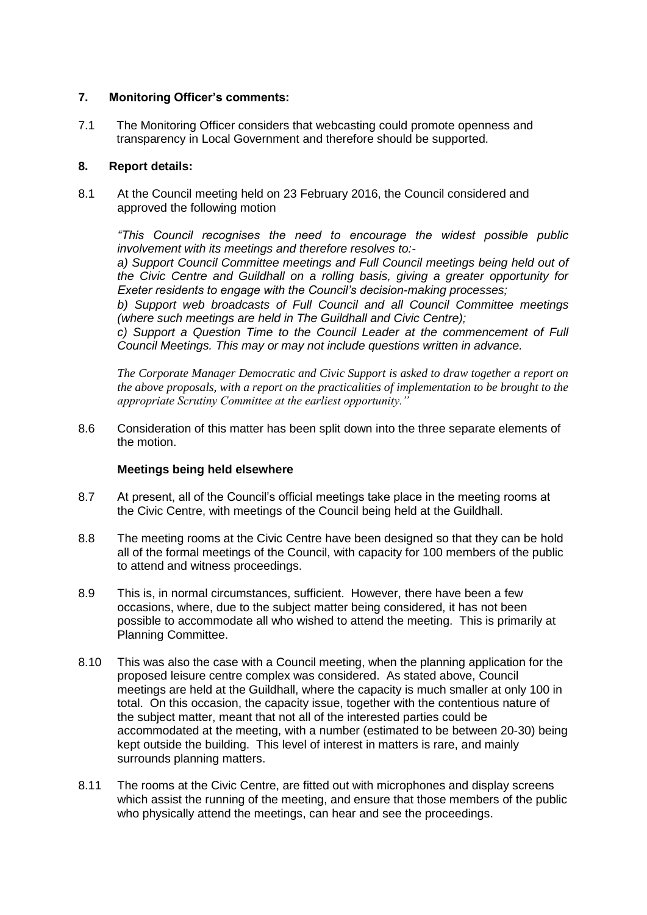## 7. Monitoring Officer's comments:

7.1 The Monitoring Officer considers that webcasting could promote openness and transparency in Local Government and therefore should be supported.

## 8. Report details:

8.1 At the Council meeting held on 23 February 2016, the Council considered and approved the following motion

*"This Council recognises the need to encourage the widest possible public involvement with its meetings and therefore resolves to:-*
*a) Support Council Committee meetings and Full Council meetings being held out of the Civic Centre and Guildhall on a rolling basis, giving a greater opportunity for Exeter residents to engage with the Council's decision-making processes;*
*b) Support web broadcasts of Full Council and all Council Committee meetings (where such meetings are held in The Guildhall and Civic Centre);*
*c) Support a Question Time to the Council Leader at the commencement of Full Council Meetings. This may or may not include questions written in advance.*

*The Corporate Manager Democratic and Civic Support is asked to draw together a report on the above proposals, with a report on the practicalities of implementation to be brought to the appropriate Scrutiny Committee at the earliest opportunity."*

8.6 Consideration of this matter has been split down into the three separate elements of the motion.

**Meetings being held elsewhere**

8.7 At present, all of the Council's official meetings take place in the meeting rooms at the Civic Centre, with meetings of the Council being held at the Guildhall.

8.8 The meeting rooms at the Civic Centre have been designed so that they can be hold all of the formal meetings of the Council, with capacity for 100 members of the public to attend and witness proceedings.

8.9 This is, in normal circumstances, sufficient. However, there have been a few occasions, where, due to the subject matter being considered, it has not been possible to accommodate all who wished to attend the meeting. This is primarily at Planning Committee.

8.10 This was also the case with a Council meeting, when the planning application for the proposed leisure centre complex was considered. As stated above, Council meetings are held at the Guildhall, where the capacity is much smaller at only 100 in total. On this occasion, the capacity issue, together with the contentious nature of the subject matter, meant that not all of the interested parties could be accommodated at the meeting, with a number (estimated to be between 20-30) being kept outside the building. This level of interest in matters is rare, and mainly surrounds planning matters.

8.11 The rooms at the Civic Centre, are fitted out with microphones and display screens which assist the running of the meeting, and ensure that those members of the public who physically attend the meetings, can hear and see the proceedings.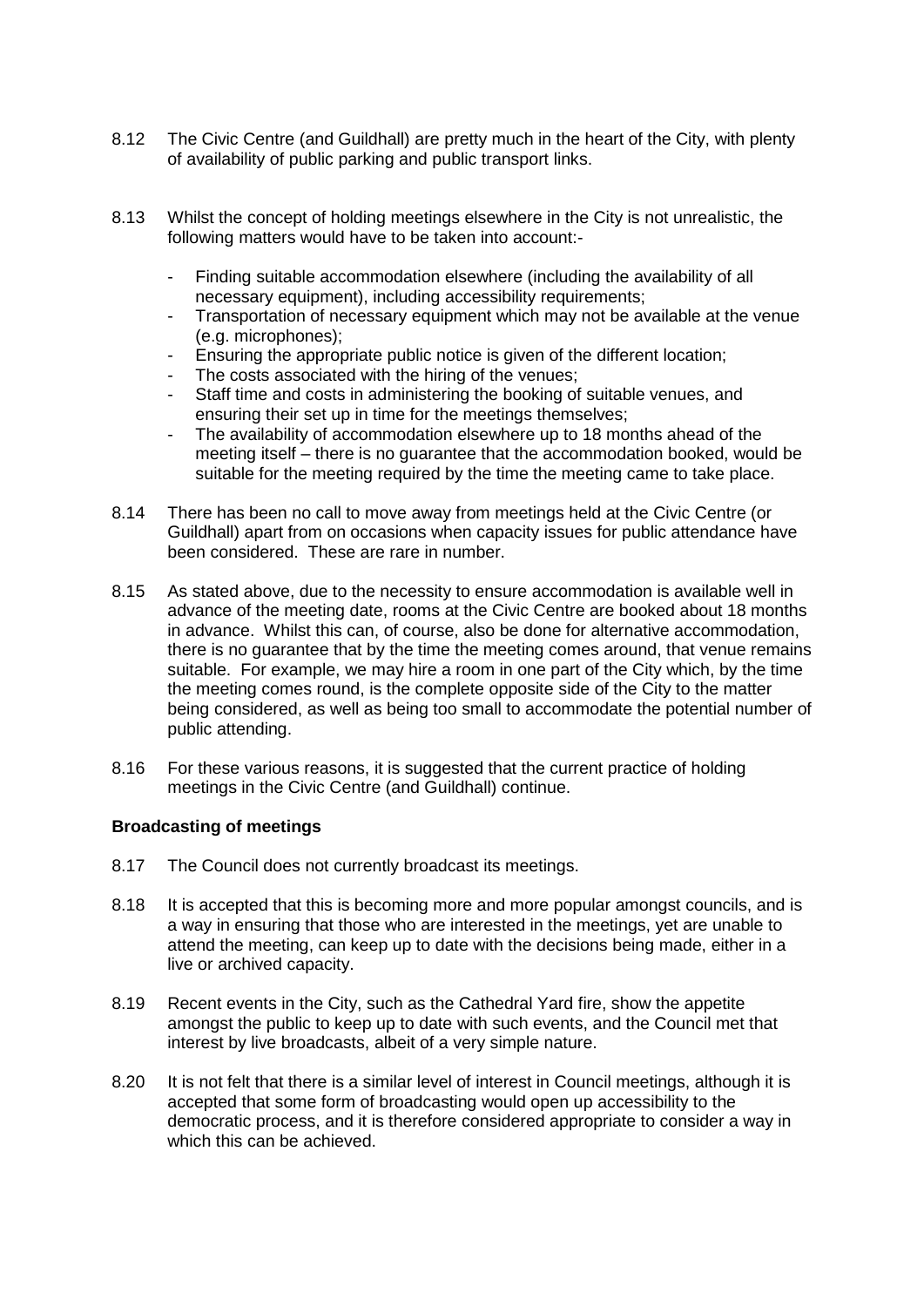8.12 The Civic Centre (and Guildhall) are pretty much in the heart of the City, with plenty of availability of public parking and public transport links.

8.13 Whilst the concept of holding meetings elsewhere in the City is not unrealistic, the following matters would have to be taken into account:-

- Finding suitable accommodation elsewhere (including the availability of all necessary equipment), including accessibility requirements;
- Transportation of necessary equipment which may not be available at the venue (e.g. microphones);
- Ensuring the appropriate public notice is given of the different location;
- The costs associated with the hiring of the venues;
- Staff time and costs in administering the booking of suitable venues, and ensuring their set up in time for the meetings themselves;
- The availability of accommodation elsewhere up to 18 months ahead of the meeting itself – there is no guarantee that the accommodation booked, would be suitable for the meeting required by the time the meeting came to take place.

8.14 There has been no call to move away from meetings held at the Civic Centre (or Guildhall) apart from on occasions when capacity issues for public attendance have been considered. These are rare in number.

8.15 As stated above, due to the necessity to ensure accommodation is available well in advance of the meeting date, rooms at the Civic Centre are booked about 18 months in advance. Whilst this can, of course, also be done for alternative accommodation, there is no guarantee that by the time the meeting comes around, that venue remains suitable. For example, we may hire a room in one part of the City which, by the time the meeting comes round, is the complete opposite side of the City to the matter being considered, as well as being too small to accommodate the potential number of public attending.

8.16 For these various reasons, it is suggested that the current practice of holding meetings in the Civic Centre (and Guildhall) continue.

**Broadcasting of meetings**

8.17 The Council does not currently broadcast its meetings.

8.18 It is accepted that this is becoming more and more popular amongst councils, and is a way in ensuring that those who are interested in the meetings, yet are unable to attend the meeting, can keep up to date with the decisions being made, either in a live or archived capacity.

8.19 Recent events in the City, such as the Cathedral Yard fire, show the appetite amongst the public to keep up to date with such events, and the Council met that interest by live broadcasts, albeit of a very simple nature.

8.20 It is not felt that there is a similar level of interest in Council meetings, although it is accepted that some form of broadcasting would open up accessibility to the democratic process, and it is therefore considered appropriate to consider a way in which this can be achieved.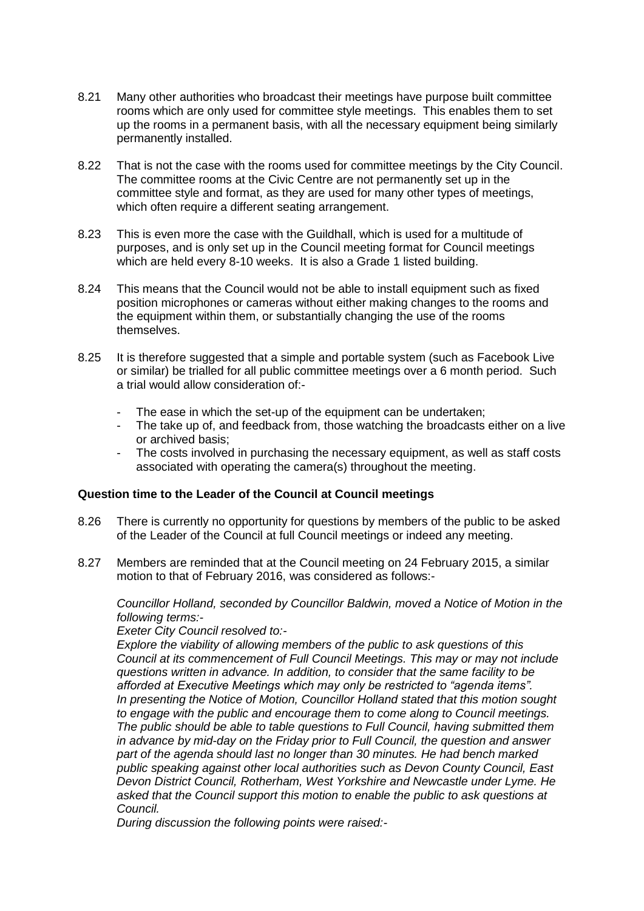8.21 Many other authorities who broadcast their meetings have purpose built committee rooms which are only used for committee style meetings. This enables them to set up the rooms in a permanent basis, with all the necessary equipment being similarly permanently installed.

8.22 That is not the case with the rooms used for committee meetings by the City Council. The committee rooms at the Civic Centre are not permanently set up in the committee style and format, as they are used for many other types of meetings, which often require a different seating arrangement.

8.23 This is even more the case with the Guildhall, which is used for a multitude of purposes, and is only set up in the Council meeting format for Council meetings which are held every 8-10 weeks. It is also a Grade 1 listed building.

8.24 This means that the Council would not be able to install equipment such as fixed position microphones or cameras without either making changes to the rooms and the equipment within them, or substantially changing the use of the rooms themselves.

8.25 It is therefore suggested that a simple and portable system (such as Facebook Live or similar) be trialled for all public committee meetings over a 6 month period. Such a trial would allow consideration of:-

- The ease in which the set-up of the equipment can be undertaken;
- The take up of, and feedback from, those watching the broadcasts either on a live or archived basis;
- The costs involved in purchasing the necessary equipment, as well as staff costs associated with operating the camera(s) throughout the meeting.

**Question time to the Leader of the Council at Council meetings**

8.26 There is currently no opportunity for questions by members of the public to be asked of the Leader of the Council at full Council meetings or indeed any meeting.

8.27 Members are reminded that at the Council meeting on 24 February 2015, a similar motion to that of February 2016, was considered as follows:-

*Councillor Holland, seconded by Councillor Baldwin, moved a Notice of Motion in the following terms:-*
*Exeter City Council resolved to:-*
*Explore the viability of allowing members of the public to ask questions of this Council at its commencement of Full Council Meetings. This may or may not include questions written in advance. In addition, to consider that the same facility to be afforded at Executive Meetings which may only be restricted to "agenda items".*
*In presenting the Notice of Motion, Councillor Holland stated that this motion sought to engage with the public and encourage them to come along to Council meetings. The public should be able to table questions to Full Council, having submitted them in advance by mid-day on the Friday prior to Full Council, the question and answer part of the agenda should last no longer than 30 minutes. He had bench marked public speaking against other local authorities such as Devon County Council, East Devon District Council, Rotherham, West Yorkshire and Newcastle under Lyme. He asked that the Council support this motion to enable the public to ask questions at Council.*
*During discussion the following points were raised:-*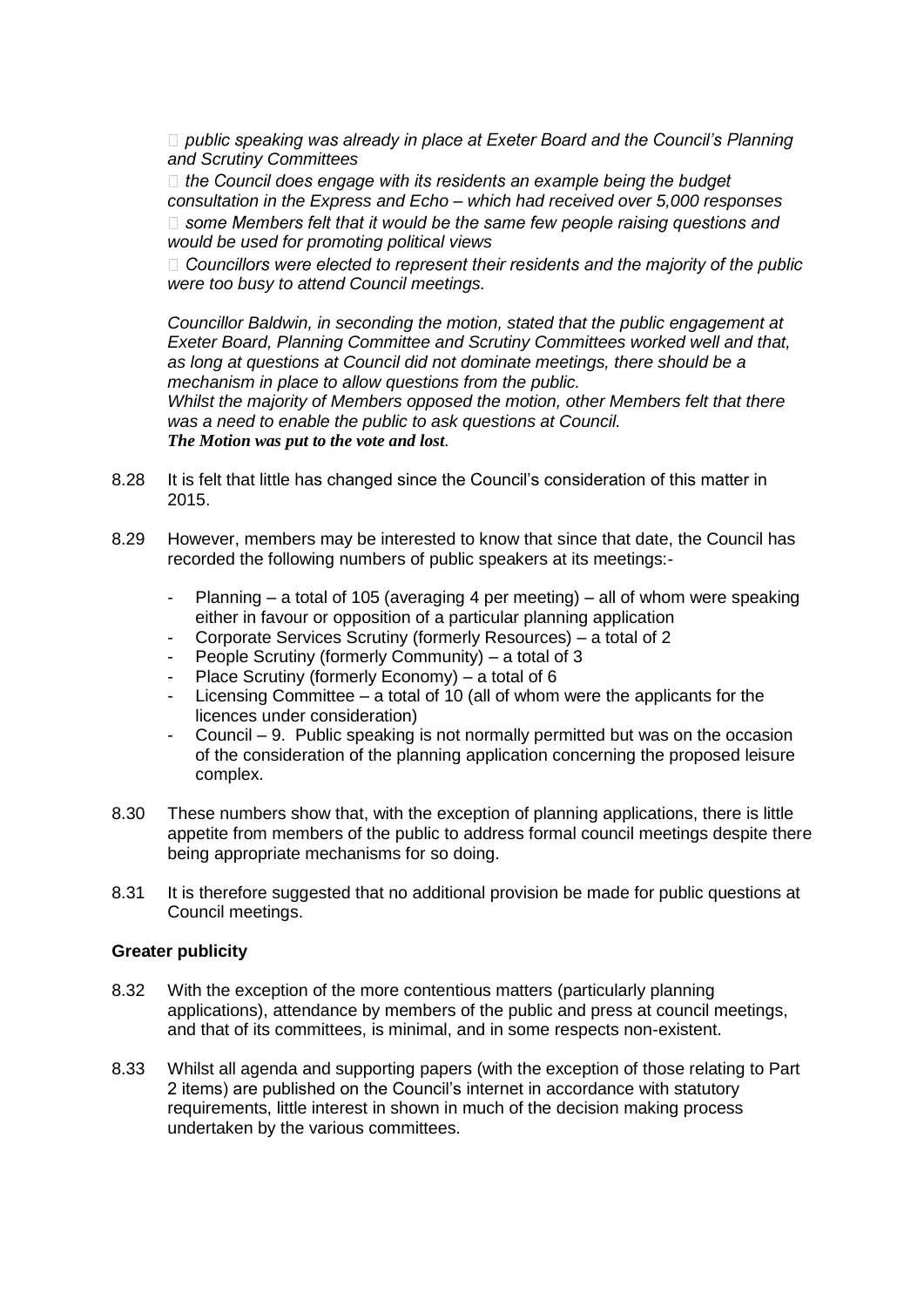- *public speaking was already in place at Exeter Board and the Council's Planning and Scrutiny Committees*
- *the Council does engage with its residents an example being the budget consultation in the Express and Echo – which had received over 5,000 responses*
- *some Members felt that it would be the same few people raising questions and would be used for promoting political views*
- *Councillors were elected to represent their residents and the majority of the public were too busy to attend Council meetings.*

*Councillor Baldwin, in seconding the motion, stated that the public engagement at Exeter Board, Planning Committee and Scrutiny Committees worked well and that, as long at questions at Council did not dominate meetings, there should be a mechanism in place to allow questions from the public.*
*Whilst the majority of Members opposed the motion, other Members felt that there was a need to enable the public to ask questions at Council.*
***The Motion was put to the vote and lost.***

8.28 It is felt that little has changed since the Council's consideration of this matter in 2015.

8.29 However, members may be interested to know that since that date, the Council has recorded the following numbers of public speakers at its meetings:-

- Planning – a total of 105 (averaging 4 per meeting) – all of whom were speaking either in favour or opposition of a particular planning application
- Corporate Services Scrutiny (formerly Resources) – a total of 2
- People Scrutiny (formerly Community) – a total of 3
- Place Scrutiny (formerly Economy) – a total of 6
- Licensing Committee – a total of 10 (all of whom were the applicants for the licences under consideration)
- Council – 9. Public speaking is not normally permitted but was on the occasion of the consideration of the planning application concerning the proposed leisure complex.

8.30 These numbers show that, with the exception of planning applications, there is little appetite from members of the public to address formal council meetings despite there being appropriate mechanisms for so doing.

8.31 It is therefore suggested that no additional provision be made for public questions at Council meetings.

**Greater publicity**

8.32 With the exception of the more contentious matters (particularly planning applications), attendance by members of the public and press at council meetings, and that of its committees, is minimal, and in some respects non-existent.

8.33 Whilst all agenda and supporting papers (with the exception of those relating to Part 2 items) are published on the Council's internet in accordance with statutory requirements, little interest in shown in much of the decision making process undertaken by the various committees.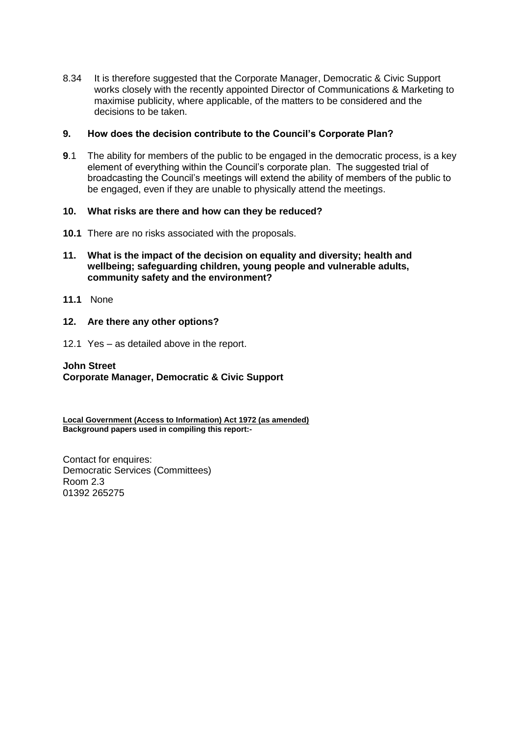8.34 It is therefore suggested that the Corporate Manager, Democratic & Civic Support works closely with the recently appointed Director of Communications & Marketing to maximise publicity, where applicable, of the matters to be considered and the decisions to be taken.

**9. How does the decision contribute to the Council's Corporate Plan?**

**9**.1 The ability for members of the public to be engaged in the democratic process, is a key element of everything within the Council's corporate plan. The suggested trial of broadcasting the Council's meetings will extend the ability of members of the public to be engaged, even if they are unable to physically attend the meetings.

**10. What risks are there and how can they be reduced?**

**10.1** There are no risks associated with the proposals.

**11. What is the impact of the decision on equality and diversity; health and wellbeing; safeguarding children, young people and vulnerable adults, community safety and the environment?**

**11.1** None

**12. Are there any other options?**

12.1 Yes – as detailed above in the report.

**John Street**
**Corporate Manager, Democratic & Civic Support**

**Local Government (Access to Information) Act 1972 (as amended)**
**Background papers used in compiling this report:-**

Contact for enquires:
Democratic Services (Committees)
Room 2.3
01392 265275